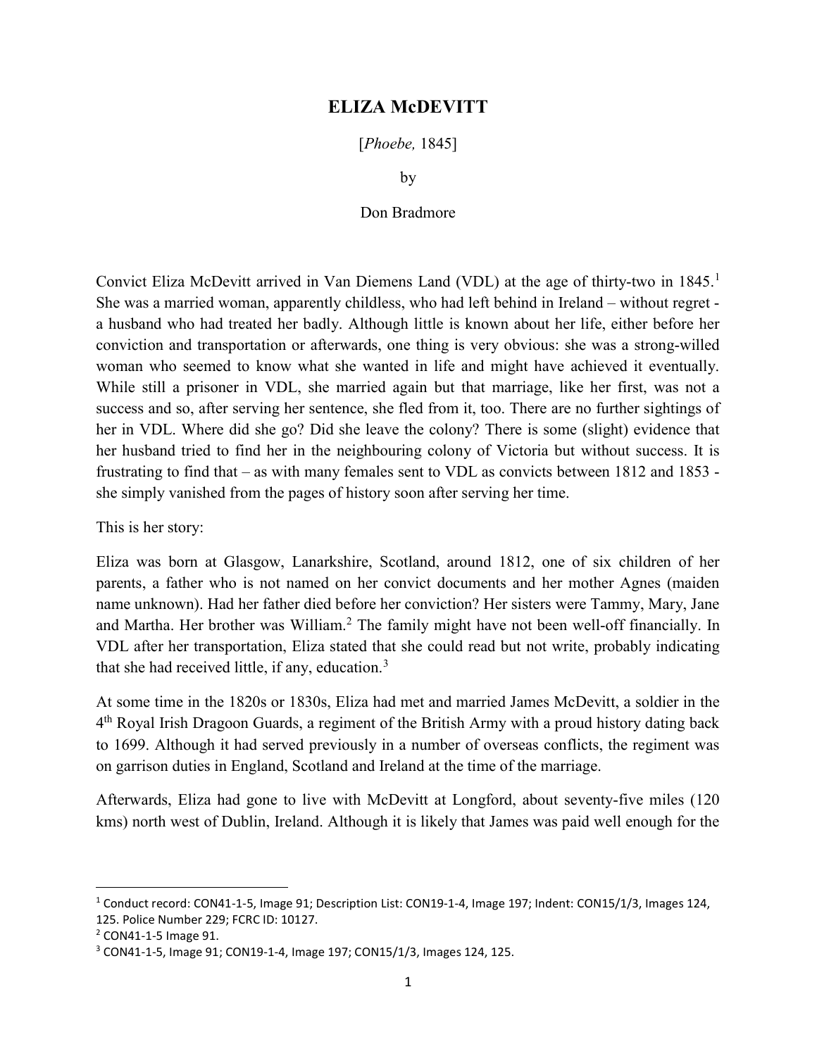# ELIZA McDEVITT

[*Phoebe,* 1845]

by

Don Bradmore

Convict Eliza McDevitt arrived in Van Diemens Land (VDL) at the age of thirty-two in 1845.[1] She was a married woman, apparently childless, who had left behind in Ireland – without regret - a husband who had treated her badly. Although little is known about her life, either before her conviction and transportation or afterwards, one thing is very obvious: she was a strong-willed woman who seemed to know what she wanted in life and might have achieved it eventually. While still a prisoner in VDL, she married again but that marriage, like her first, was not a success and so, after serving her sentence, she fled from it, too. There are no further sightings of her in VDL. Where did she go? Did she leave the colony? There is some (slight) evidence that her husband tried to find her in the neighbouring colony of Victoria but without success. It is frustrating to find that – as with many females sent to VDL as convicts between 1812 and 1853 - she simply vanished from the pages of history soon after serving her time.

This is her story:

Eliza was born at Glasgow, Lanarkshire, Scotland, around 1812, one of six children of her parents, a father who is not named on her convict documents and her mother Agnes (maiden name unknown). Had her father died before her conviction? Her sisters were Tammy, Mary, Jane and Martha. Her brother was William.[2] The family might have not been well-off financially. In VDL after her transportation, Eliza stated that she could read but not write, probably indicating that she had received little, if any, education.[3]

At some time in the 1820s or 1830s, Eliza had met and married James McDevitt, a soldier in the 4th Royal Irish Dragoon Guards, a regiment of the British Army with a proud history dating back to 1699. Although it had served previously in a number of overseas conflicts, the regiment was on garrison duties in England, Scotland and Ireland at the time of the marriage.

Afterwards, Eliza had gone to live with McDevitt at Longford, about seventy-five miles (120 kms) north west of Dublin, Ireland. Although it is likely that James was paid well enough for the

---

[1] Conduct record: CON41-1-5, Image 91; Description List: CON19-1-4, Image 197; Indent: CON15/1/3, Images 124, 125. Police Number 229; FCRC ID: 10127.

[2] CON41-1-5 Image 91.

[3] CON41-1-5, Image 91; CON19-1-4, Image 197; CON15/1/3, Images 124, 125.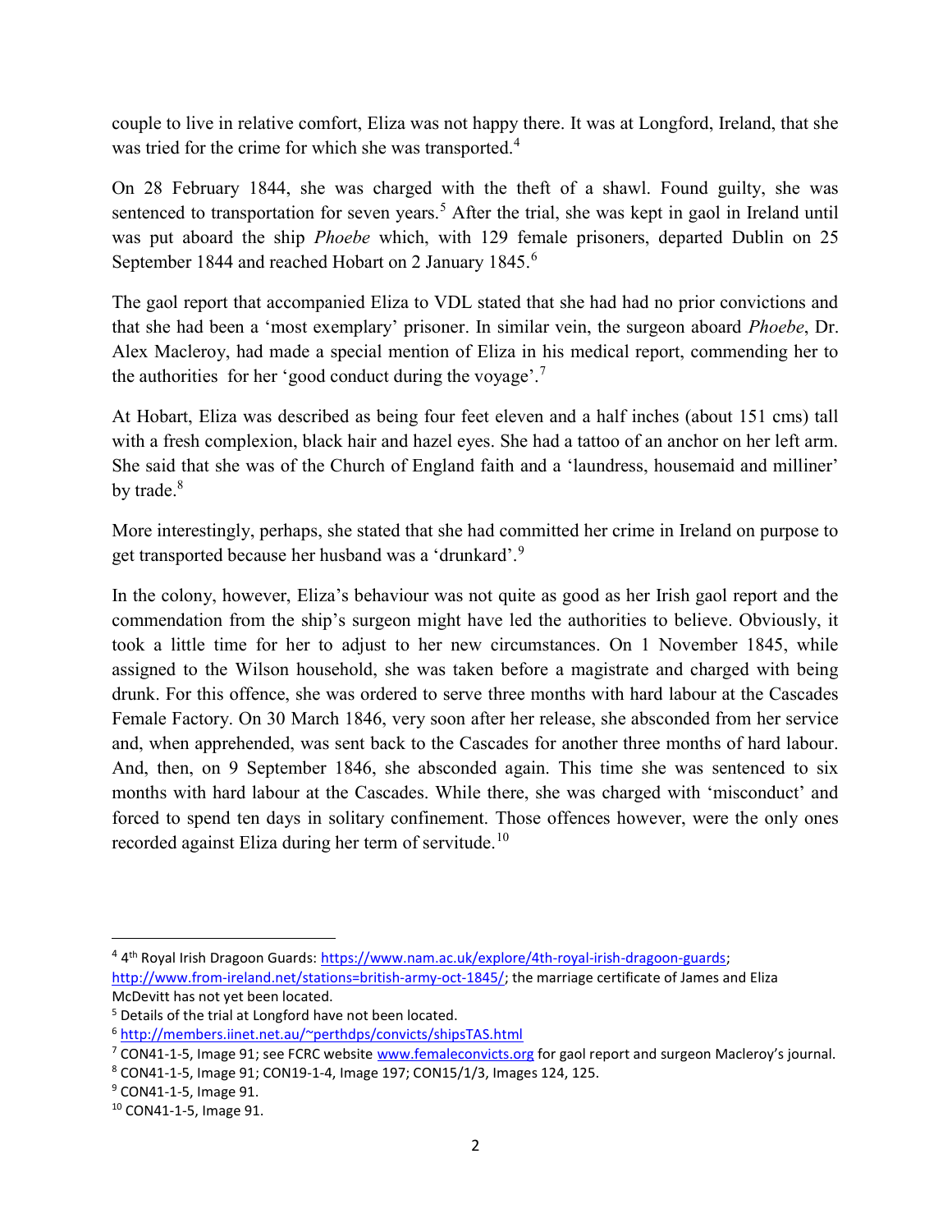couple to live in relative comfort, Eliza was not happy there. It was at Longford, Ireland, that she was tried for the crime for which she was transported.[4]

On 28 February 1844, she was charged with the theft of a shawl. Found guilty, she was sentenced to transportation for seven years.[5] After the trial, she was kept in gaol in Ireland until was put aboard the ship *Phoebe* which, with 129 female prisoners, departed Dublin on 25 September 1844 and reached Hobart on 2 January 1845.[6]

The gaol report that accompanied Eliza to VDL stated that she had had no prior convictions and that she had been a 'most exemplary' prisoner. In similar vein, the surgeon aboard *Phoebe*, Dr. Alex Macleroy, had made a special mention of Eliza in his medical report, commending her to the authorities for her 'good conduct during the voyage'.[7]

At Hobart, Eliza was described as being four feet eleven and a half inches (about 151 cms) tall with a fresh complexion, black hair and hazel eyes. She had a tattoo of an anchor on her left arm. She said that she was of the Church of England faith and a 'laundress, housemaid and milliner' by trade.[8]

More interestingly, perhaps, she stated that she had committed her crime in Ireland on purpose to get transported because her husband was a 'drunkard'.[9]

In the colony, however, Eliza's behaviour was not quite as good as her Irish gaol report and the commendation from the ship's surgeon might have led the authorities to believe. Obviously, it took a little time for her to adjust to her new circumstances. On 1 November 1845, while assigned to the Wilson household, she was taken before a magistrate and charged with being drunk. For this offence, she was ordered to serve three months with hard labour at the Cascades Female Factory. On 30 March 1846, very soon after her release, she absconded from her service and, when apprehended, was sent back to the Cascades for another three months of hard labour. And, then, on 9 September 1846, she absconded again. This time she was sentenced to six months with hard labour at the Cascades. While there, she was charged with 'misconduct' and forced to spend ten days in solitary confinement. Those offences however, were the only ones recorded against Eliza during her term of servitude.[10]

---

[4] 4th Royal Irish Dragoon Guards: https://www.nam.ac.uk/explore/4th-royal-irish-dragoon-guards; http://www.from-ireland.net/stations=british-army-oct-1845/; the marriage certificate of James and Eliza McDevitt has not yet been located.

[5] Details of the trial at Longford have not been located.

[6] http://members.iinet.net.au/~perthdps/convicts/shipsTAS.html

[7] CON41-1-5, Image 91; see FCRC website www.femaleconvicts.org for gaol report and surgeon Macleroy's journal.

[8] CON41-1-5, Image 91; CON19-1-4, Image 197; CON15/1/3, Images 124, 125.

[9] CON41-1-5, Image 91.

[10] CON41-1-5, Image 91.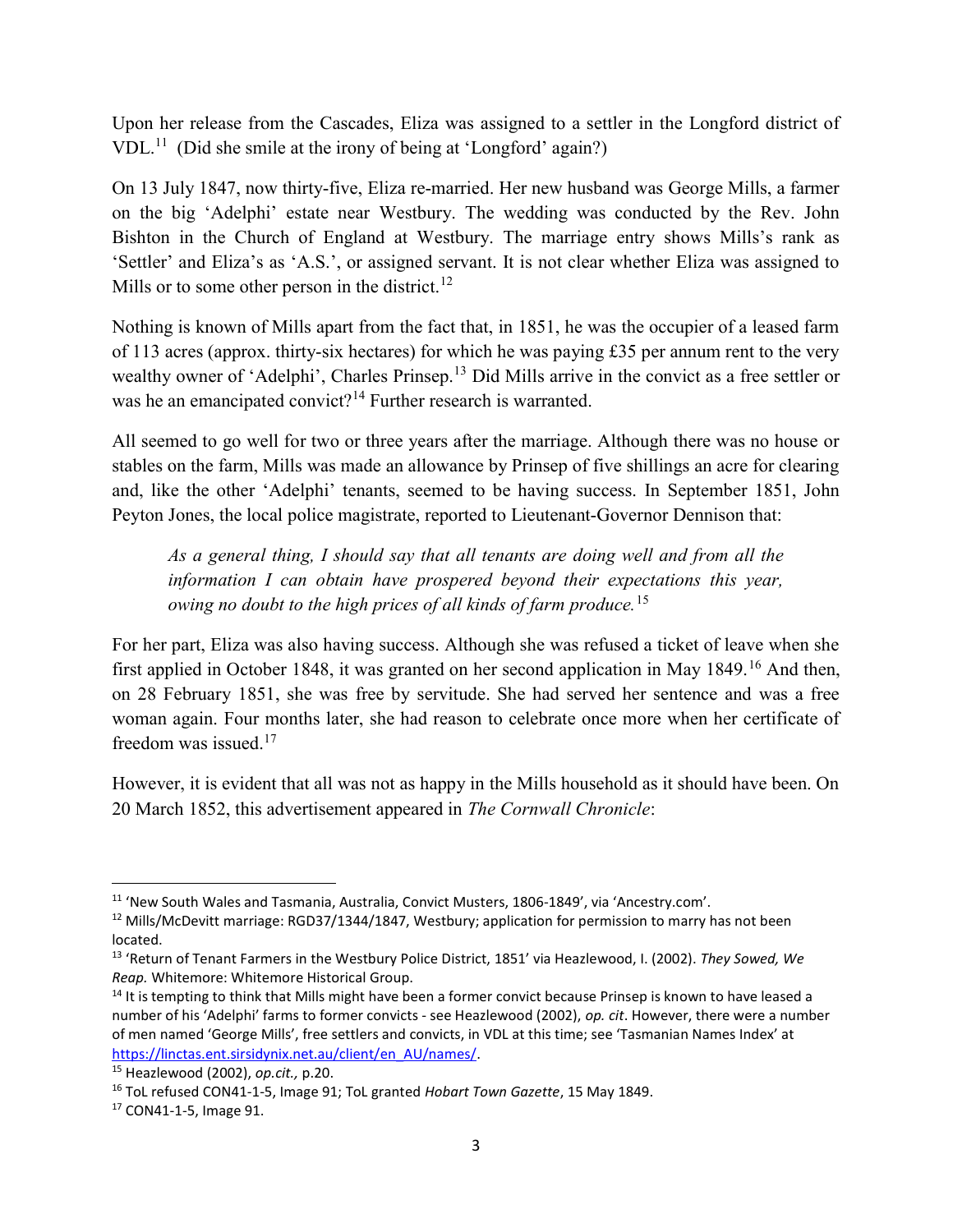Upon her release from the Cascades, Eliza was assigned to a settler in the Longford district of VDL.[11] (Did she smile at the irony of being at 'Longford' again?)

On 13 July 1847, now thirty-five, Eliza re-married. Her new husband was George Mills, a farmer on the big 'Adelphi' estate near Westbury. The wedding was conducted by the Rev. John Bishton in the Church of England at Westbury. The marriage entry shows Mills's rank as 'Settler' and Eliza's as 'A.S.', or assigned servant. It is not clear whether Eliza was assigned to Mills or to some other person in the district.[12]

Nothing is known of Mills apart from the fact that, in 1851, he was the occupier of a leased farm of 113 acres (approx. thirty-six hectares) for which he was paying £35 per annum rent to the very wealthy owner of 'Adelphi', Charles Prinsep.[13] Did Mills arrive in the convict as a free settler or was he an emancipated convict?[14] Further research is warranted.

All seemed to go well for two or three years after the marriage. Although there was no house or stables on the farm, Mills was made an allowance by Prinsep of five shillings an acre for clearing and, like the other 'Adelphi' tenants, seemed to be having success. In September 1851, John Peyton Jones, the local police magistrate, reported to Lieutenant-Governor Dennison that:

> *As a general thing, I should say that all tenants are doing well and from all the information I can obtain have prospered beyond their expectations this year, owing no doubt to the high prices of all kinds of farm produce.*[15]

For her part, Eliza was also having success. Although she was refused a ticket of leave when she first applied in October 1848, it was granted on her second application in May 1849.[16] And then, on 28 February 1851, she was free by servitude. She had served her sentence and was a free woman again. Four months later, she had reason to celebrate once more when her certificate of freedom was issued.[17]

However, it is evident that all was not as happy in the Mills household as it should have been. On 20 March 1852, this advertisement appeared in *The Cornwall Chronicle*:

---

[11] 'New South Wales and Tasmania, Australia, Convict Musters, 1806-1849', via 'Ancestry.com'.

[12] Mills/McDevitt marriage: RGD37/1344/1847, Westbury; application for permission to marry has not been located.

[13] 'Return of Tenant Farmers in the Westbury Police District, 1851' via Heazlewood, I. (2002). *They Sowed, We Reap.* Whitemore: Whitemore Historical Group.

[14] It is tempting to think that Mills might have been a former convict because Prinsep is known to have leased a number of his 'Adelphi' farms to former convicts - see Heazlewood (2002), *op. cit*. However, there were a number of men named 'George Mills', free settlers and convicts, in VDL at this time; see 'Tasmanian Names Index' at https://linctas.ent.sirsidynix.net.au/client/en_AU/names/.

[15] Heazlewood (2002), *op.cit.,* p.20.

[16] ToL refused CON41-1-5, Image 91; ToL granted *Hobart Town Gazette*, 15 May 1849.

[17] CON41-1-5, Image 91.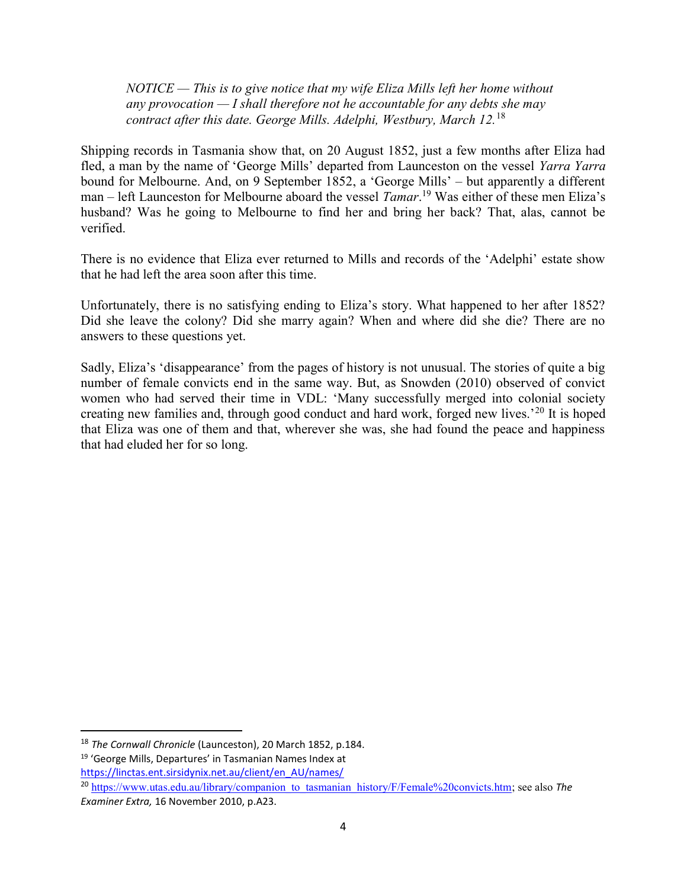*NOTICE — This is to give notice that my wife Eliza Mills left her home without any provocation — I shall therefore not he accountable for any debts she may contract after this date. George Mills. Adelphi, Westbury, March 12.*[18]

Shipping records in Tasmania show that, on 20 August 1852, just a few months after Eliza had fled, a man by the name of 'George Mills' departed from Launceston on the vessel *Yarra Yarra* bound for Melbourne. And, on 9 September 1852, a 'George Mills' – but apparently a different man – left Launceston for Melbourne aboard the vessel *Tamar*.[19] Was either of these men Eliza's husband? Was he going to Melbourne to find her and bring her back? That, alas, cannot be verified.

There is no evidence that Eliza ever returned to Mills and records of the 'Adelphi' estate show that he had left the area soon after this time.

Unfortunately, there is no satisfying ending to Eliza's story. What happened to her after 1852? Did she leave the colony? Did she marry again? When and where did she die? There are no answers to these questions yet.

Sadly, Eliza's 'disappearance' from the pages of history is not unusual. The stories of quite a big number of female convicts end in the same way. But, as Snowden (2010) observed of convict women who had served their time in VDL: 'Many successfully merged into colonial society creating new families and, through good conduct and hard work, forged new lives.'[20] It is hoped that Eliza was one of them and that, wherever she was, she had found the peace and happiness that had eluded her for so long.

---

[18] *The Cornwall Chronicle* (Launceston), 20 March 1852, p.184.

[19] 'George Mills, Departures' in Tasmanian Names Index at https://linctas.ent.sirsidynix.net.au/client/en_AU/names/

[20] https://www.utas.edu.au/library/companion_to_tasmanian_history/F/Female%20convicts.htm; see also *The Examiner Extra,* 16 November 2010, p.A23.